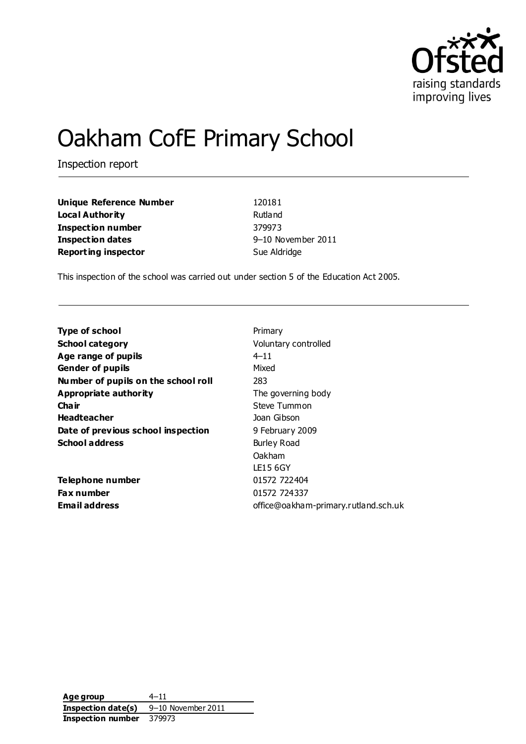# Oakham CofE Primary School

Inspection report

| | |
|---|---|
| **Unique Reference Number** | 120181 |
| **Local Authority** | Rutland |
| **Inspection number** | 379973 |
| **Inspection dates** | 9–10 November 2011 |
| **Reporting inspector** | Sue Aldridge |

This inspection of the school was carried out under section 5 of the Education Act 2005.

| | |
|---|---|
| **Type of school** | Primary |
| **School category** | Voluntary controlled |
| **Age range of pupils** | 4–11 |
| **Gender of pupils** | Mixed |
| **Number of pupils on the school roll** | 283 |
| **Appropriate authority** | The governing body |
| **Chair** | Steve Tummon |
| **Headteacher** | Joan Gibson |
| **Date of previous school inspection** | 9 February 2009 |
| **School address** | Burley Road<br>Oakham<br>LE15 6GY |
| **Telephone number** | 01572 722404 |
| **Fax number** | 01572 724337 |
| **Email address** | office@oakham-primary.rutland.sch.uk |

| | |
|---|---|
| **Age group** | 4–11 |
| **Inspection date(s)** | 9–10 November 2011 |
| **Inspection number** | 379973 |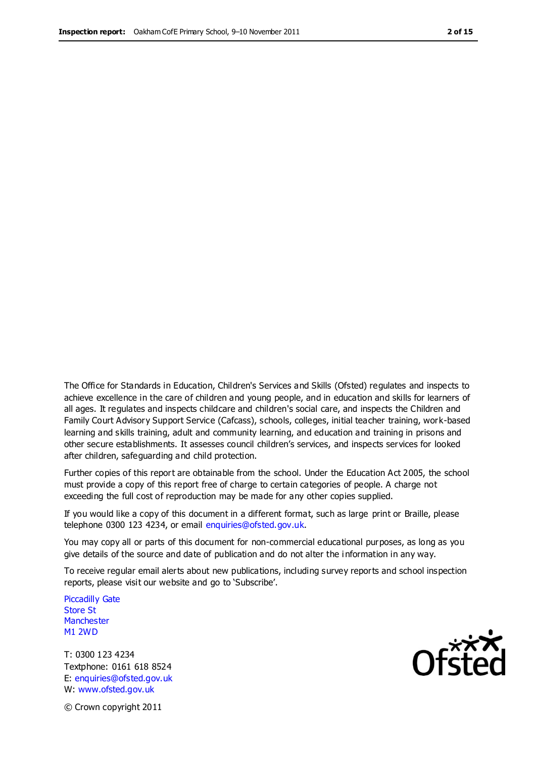The Office for Standards in Education, Children's Services and Skills (Ofsted) regulates and inspects to achieve excellence in the care of children and young people, and in education and skills for learners of all ages. It regulates and inspects childcare and children's social care, and inspects the Children and Family Court Advisory Support Service (Cafcass), schools, colleges, initial teacher training, work-based learning and skills training, adult and community learning, and education and training in prisons and other secure establishments. It assesses council children's services, and inspects services for looked after children, safeguarding and child protection.

Further copies of this report are obtainable from the school. Under the Education Act 2005, the school must provide a copy of this report free of charge to certain categories of people. A charge not exceeding the full cost of reproduction may be made for any other copies supplied.

If you would like a copy of this document in a different format, such as large print or Braille, please telephone 0300 123 4234, or email enquiries@ofsted.gov.uk.

You may copy all or parts of this document for non-commercial educational purposes, as long as you give details of the source and date of publication and do not alter the information in any way.

To receive regular email alerts about new publications, including survey reports and school inspection reports, please visit our website and go to 'Subscribe'.

Piccadilly Gate
Store St
Manchester
M1 2WD

T: 0300 123 4234
Textphone: 0161 618 8524
E: enquiries@ofsted.gov.uk
W: www.ofsted.gov.uk

Ofsted

© Crown copyright 2011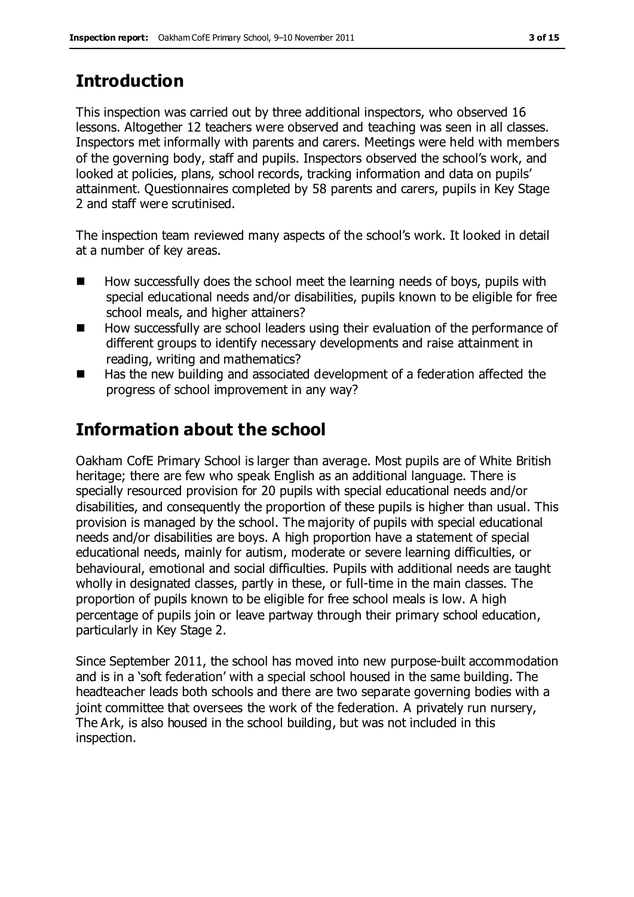## Introduction

This inspection was carried out by three additional inspectors, who observed 16 lessons. Altogether 12 teachers were observed and teaching was seen in all classes. Inspectors met informally with parents and carers. Meetings were held with members of the governing body, staff and pupils. Inspectors observed the school's work, and looked at policies, plans, school records, tracking information and data on pupils' attainment. Questionnaires completed by 58 parents and carers, pupils in Key Stage 2 and staff were scrutinised.

The inspection team reviewed many aspects of the school's work. It looked in detail at a number of key areas.

- How successfully does the school meet the learning needs of boys, pupils with special educational needs and/or disabilities, pupils known to be eligible for free school meals, and higher attainers?
- How successfully are school leaders using their evaluation of the performance of different groups to identify necessary developments and raise attainment in reading, writing and mathematics?
- Has the new building and associated development of a federation affected the progress of school improvement in any way?

## Information about the school

Oakham CofE Primary School is larger than average. Most pupils are of White British heritage; there are few who speak English as an additional language. There is specially resourced provision for 20 pupils with special educational needs and/or disabilities, and consequently the proportion of these pupils is higher than usual. This provision is managed by the school. The majority of pupils with special educational needs and/or disabilities are boys. A high proportion have a statement of special educational needs, mainly for autism, moderate or severe learning difficulties, or behavioural, emotional and social difficulties. Pupils with additional needs are taught wholly in designated classes, partly in these, or full-time in the main classes. The proportion of pupils known to be eligible for free school meals is low. A high percentage of pupils join or leave partway through their primary school education, particularly in Key Stage 2.

Since September 2011, the school has moved into new purpose-built accommodation and is in a 'soft federation' with a special school housed in the same building. The headteacher leads both schools and there are two separate governing bodies with a joint committee that oversees the work of the federation. A privately run nursery, The Ark, is also housed in the school building, but was not included in this inspection.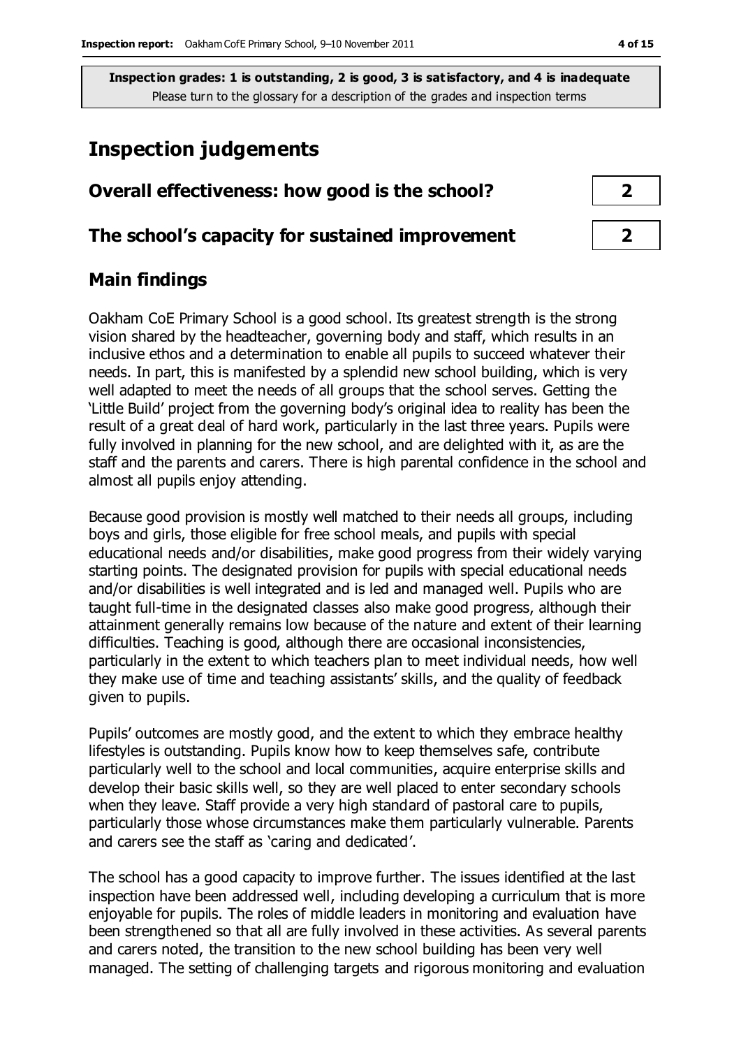**Inspection grades: 1 is outstanding, 2 is good, 3 is satisfactory, and 4 is inadequate**
Please turn to the glossary for a description of the grades and inspection terms

# Inspection judgements

| | |
|---|---|
| **Overall effectiveness: how good is the school?** | **2** |
| **The school's capacity for sustained improvement** | **2** |

## Main findings

Oakham CoE Primary School is a good school. Its greatest strength is the strong vision shared by the headteacher, governing body and staff, which results in an inclusive ethos and a determination to enable all pupils to succeed whatever their needs. In part, this is manifested by a splendid new school building, which is very well adapted to meet the needs of all groups that the school serves. Getting the 'Little Build' project from the governing body's original idea to reality has been the result of a great deal of hard work, particularly in the last three years. Pupils were fully involved in planning for the new school, and are delighted with it, as are the staff and the parents and carers. There is high parental confidence in the school and almost all pupils enjoy attending.

Because good provision is mostly well matched to their needs all groups, including boys and girls, those eligible for free school meals, and pupils with special educational needs and/or disabilities, make good progress from their widely varying starting points. The designated provision for pupils with special educational needs and/or disabilities is well integrated and is led and managed well. Pupils who are taught full-time in the designated classes also make good progress, although their attainment generally remains low because of the nature and extent of their learning difficulties. Teaching is good, although there are occasional inconsistencies, particularly in the extent to which teachers plan to meet individual needs, how well they make use of time and teaching assistants' skills, and the quality of feedback given to pupils.

Pupils' outcomes are mostly good, and the extent to which they embrace healthy lifestyles is outstanding. Pupils know how to keep themselves safe, contribute particularly well to the school and local communities, acquire enterprise skills and develop their basic skills well, so they are well placed to enter secondary schools when they leave. Staff provide a very high standard of pastoral care to pupils, particularly those whose circumstances make them particularly vulnerable. Parents and carers see the staff as 'caring and dedicated'.

The school has a good capacity to improve further. The issues identified at the last inspection have been addressed well, including developing a curriculum that is more enjoyable for pupils. The roles of middle leaders in monitoring and evaluation have been strengthened so that all are fully involved in these activities. As several parents and carers noted, the transition to the new school building has been very well managed. The setting of challenging targets and rigorous monitoring and evaluation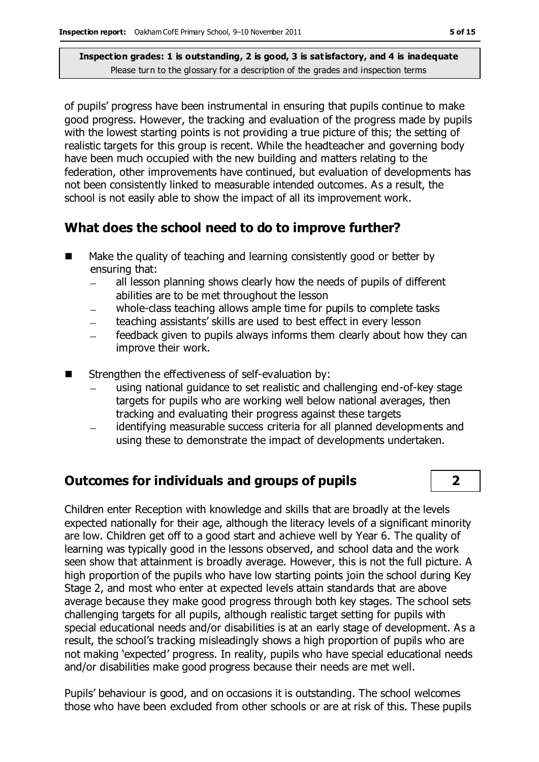of pupils' progress have been instrumental in ensuring that pupils continue to make good progress. However, the tracking and evaluation of the progress made by pupils with the lowest starting points is not providing a true picture of this; the setting of realistic targets for this group is recent. While the headteacher and governing body have been much occupied with the new building and matters relating to the federation, other improvements have continued, but evaluation of developments has not been consistently linked to measurable intended outcomes. As a result, the school is not easily able to show the impact of all its improvement work.

## What does the school need to do to improve further?

- Make the quality of teaching and learning consistently good or better by ensuring that:
  - all lesson planning shows clearly how the needs of pupils of different abilities are to be met throughout the lesson
  - whole-class teaching allows ample time for pupils to complete tasks
  - teaching assistants' skills are used to best effect in every lesson
  - feedback given to pupils always informs them clearly about how they can improve their work.
- Strengthen the effectiveness of self-evaluation by:
  - using national guidance to set realistic and challenging end-of-key stage targets for pupils who are working well below national averages, then tracking and evaluating their progress against these targets
  - identifying measurable success criteria for all planned developments and using these to demonstrate the impact of developments undertaken.

## Outcomes for individuals and groups of pupils — 2

Children enter Reception with knowledge and skills that are broadly at the levels expected nationally for their age, although the literacy levels of a significant minority are low. Children get off to a good start and achieve well by Year 6. The quality of learning was typically good in the lessons observed, and school data and the work seen show that attainment is broadly average. However, this is not the full picture. A high proportion of the pupils who have low starting points join the school during Key Stage 2, and most who enter at expected levels attain standards that are above average because they make good progress through both key stages. The school sets challenging targets for all pupils, although realistic target setting for pupils with special educational needs and/or disabilities is at an early stage of development. As a result, the school's tracking misleadingly shows a high proportion of pupils who are not making 'expected' progress. In reality, pupils who have special educational needs and/or disabilities make good progress because their needs are met well.

Pupils' behaviour is good, and on occasions it is outstanding. The school welcomes those who have been excluded from other schools or are at risk of this. These pupils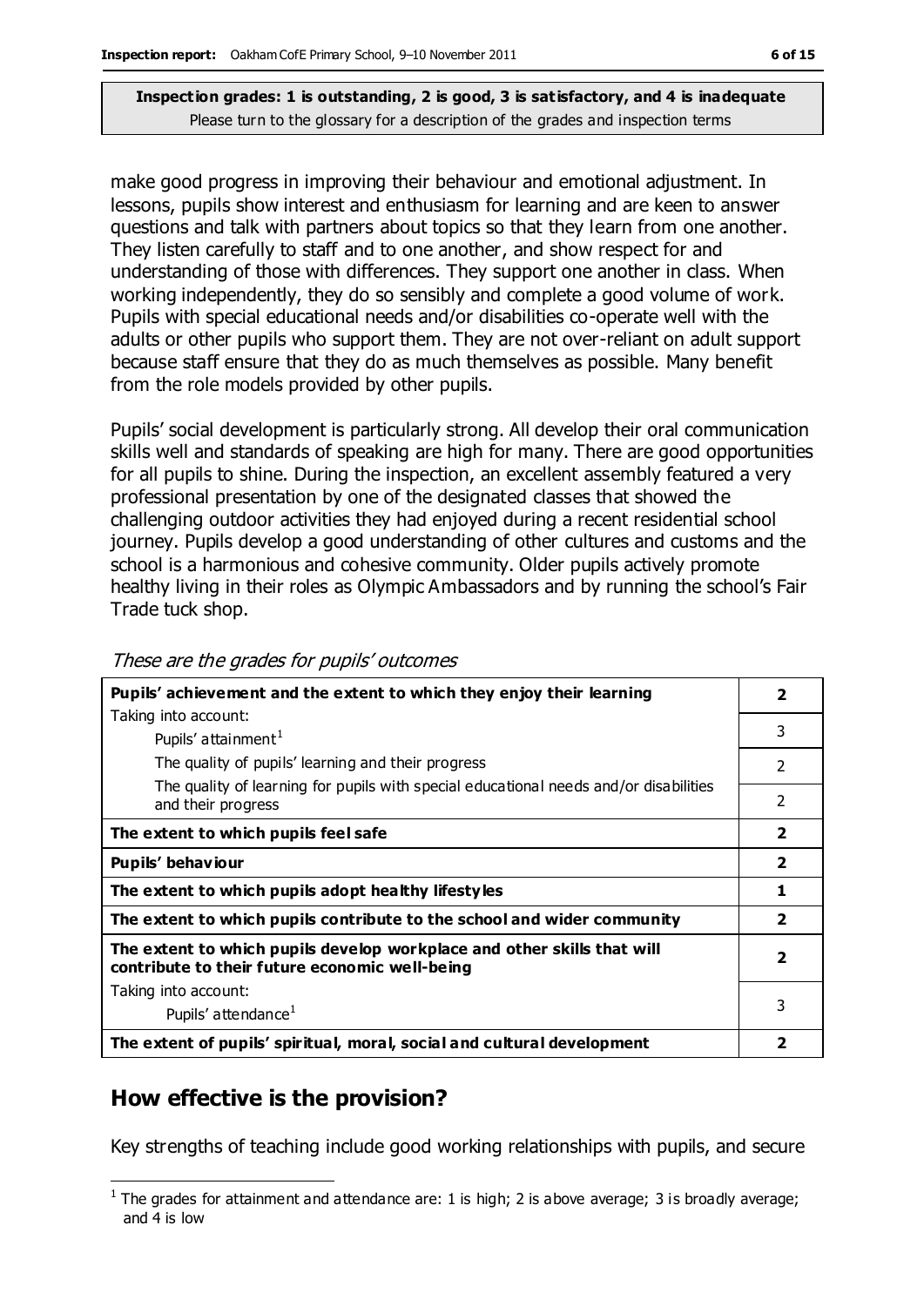**Inspection grades: 1 is outstanding, 2 is good, 3 is satisfactory, and 4 is inadequate**
Please turn to the glossary for a description of the grades and inspection terms

make good progress in improving their behaviour and emotional adjustment. In lessons, pupils show interest and enthusiasm for learning and are keen to answer questions and talk with partners about topics so that they learn from one another. They listen carefully to staff and to one another, and show respect for and understanding of those with differences. They support one another in class. When working independently, they do so sensibly and complete a good volume of work. Pupils with special educational needs and/or disabilities co-operate well with the adults or other pupils who support them. They are not over-reliant on adult support because staff ensure that they do as much themselves as possible. Many benefit from the role models provided by other pupils.

Pupils' social development is particularly strong. All develop their oral communication skills well and standards of speaking are high for many. There are good opportunities for all pupils to shine. During the inspection, an excellent assembly featured a very professional presentation by one of the designated classes that showed the challenging outdoor activities they had enjoyed during a recent residential school journey. Pupils develop a good understanding of other cultures and customs and the school is a harmonious and cohesive community. Older pupils actively promote healthy living in their roles as Olympic Ambassadors and by running the school's Fair Trade tuck shop.

*These are the grades for pupils' outcomes*

| | |
|---|---|
| **Pupils' achievement and the extent to which they enjoy their learning** | **2** |
| Taking into account: Pupils' attainment[1] | 3 |
| The quality of pupils' learning and their progress | 2 |
| The quality of learning for pupils with special educational needs and/or disabilities and their progress | 2 |
| **The extent to which pupils feel safe** | **2** |
| **Pupils' behaviour** | **2** |
| **The extent to which pupils adopt healthy lifestyles** | **1** |
| **The extent to which pupils contribute to the school and wider community** | **2** |
| **The extent to which pupils develop workplace and other skills that will contribute to their future economic well-being** | **2** |
| Taking into account: Pupils' attendance[1] | 3 |
| **The extent of pupils' spiritual, moral, social and cultural development** | **2** |

## How effective is the provision?

Key strengths of teaching include good working relationships with pupils, and secure

[1] The grades for attainment and attendance are: 1 is high; 2 is above average; 3 is broadly average; and 4 is low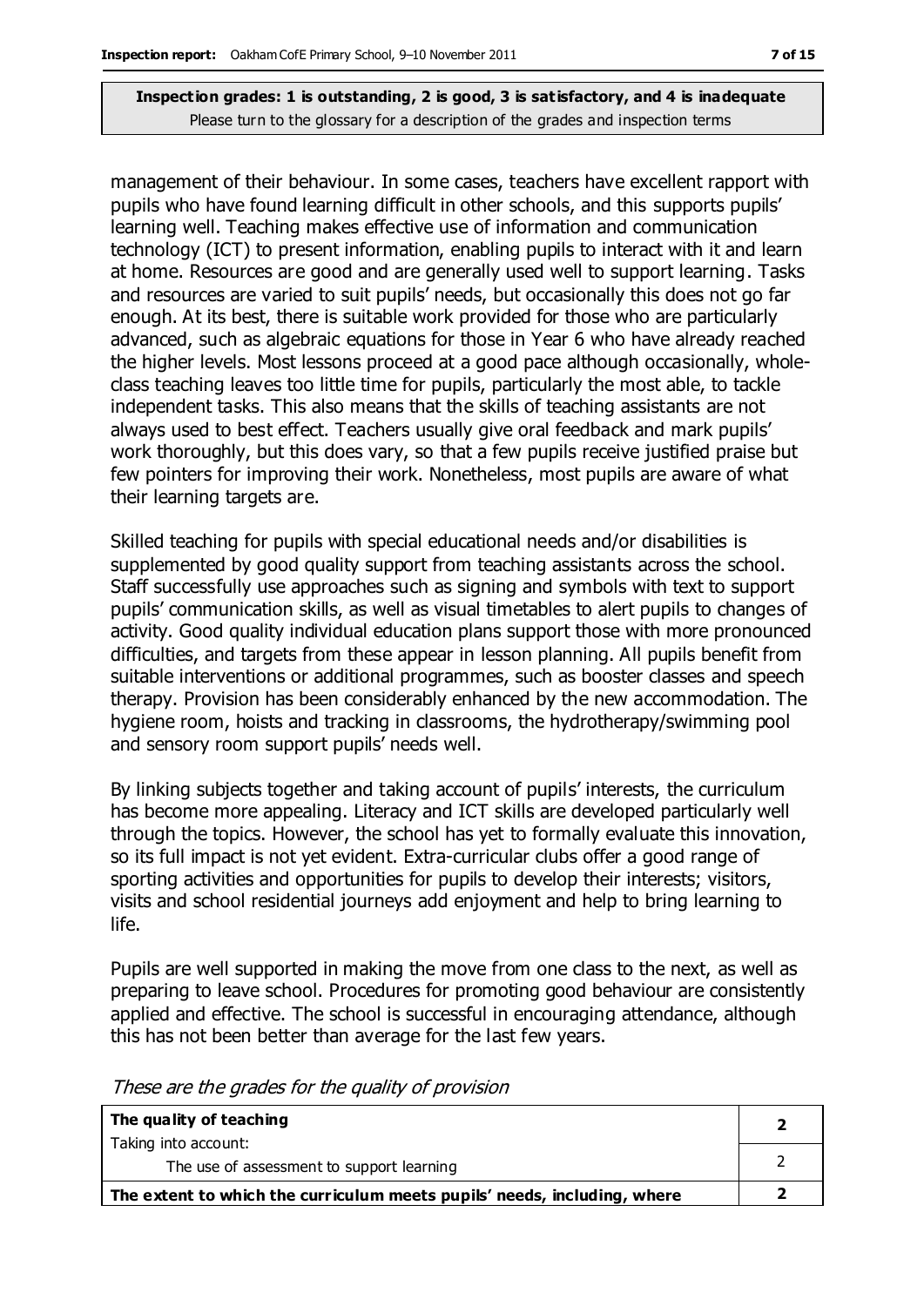**Inspection grades: 1 is outstanding, 2 is good, 3 is satisfactory, and 4 is inadequate**
Please turn to the glossary for a description of the grades and inspection terms

management of their behaviour. In some cases, teachers have excellent rapport with pupils who have found learning difficult in other schools, and this supports pupils' learning well. Teaching makes effective use of information and communication technology (ICT) to present information, enabling pupils to interact with it and learn at home. Resources are good and are generally used well to support learning. Tasks and resources are varied to suit pupils' needs, but occasionally this does not go far enough. At its best, there is suitable work provided for those who are particularly advanced, such as algebraic equations for those in Year 6 who have already reached the higher levels. Most lessons proceed at a good pace although occasionally, whole-class teaching leaves too little time for pupils, particularly the most able, to tackle independent tasks. This also means that the skills of teaching assistants are not always used to best effect. Teachers usually give oral feedback and mark pupils' work thoroughly, but this does vary, so that a few pupils receive justified praise but few pointers for improving their work. Nonetheless, most pupils are aware of what their learning targets are.

Skilled teaching for pupils with special educational needs and/or disabilities is supplemented by good quality support from teaching assistants across the school. Staff successfully use approaches such as signing and symbols with text to support pupils' communication skills, as well as visual timetables to alert pupils to changes of activity. Good quality individual education plans support those with more pronounced difficulties, and targets from these appear in lesson planning. All pupils benefit from suitable interventions or additional programmes, such as booster classes and speech therapy. Provision has been considerably enhanced by the new accommodation. The hygiene room, hoists and tracking in classrooms, the hydrotherapy/swimming pool and sensory room support pupils' needs well.

By linking subjects together and taking account of pupils' interests, the curriculum has become more appealing. Literacy and ICT skills are developed particularly well through the topics. However, the school has yet to formally evaluate this innovation, so its full impact is not yet evident. Extra-curricular clubs offer a good range of sporting activities and opportunities for pupils to develop their interests; visitors, visits and school residential journeys add enjoyment and help to bring learning to life.

Pupils are well supported in making the move from one class to the next, as well as preparing to leave school. Procedures for promoting good behaviour are consistently applied and effective. The school is successful in encouraging attendance, although this has not been better than average for the last few years.

*These are the grades for the quality of provision*

| | |
|---|---|
| **The quality of teaching** | **2** |
| Taking into account: The use of assessment to support learning | 2 |
| **The extent to which the curriculum meets pupils' needs, including, where** | **2** |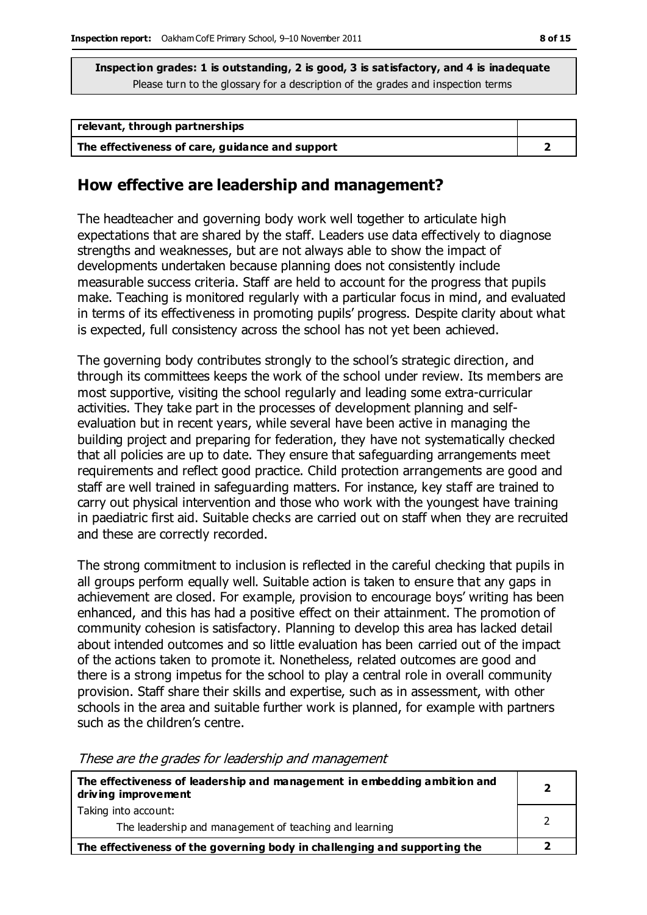**Inspection grades: 1 is outstanding, 2 is good, 3 is satisfactory, and 4 is inadequate**
Please turn to the glossary for a description of the grades and inspection terms

| | |
|---|---|
| **relevant, through partnerships** | |
| **The effectiveness of care, guidance and support** | **2** |

## How effective are leadership and management?

The headteacher and governing body work well together to articulate high expectations that are shared by the staff. Leaders use data effectively to diagnose strengths and weaknesses, but are not always able to show the impact of developments undertaken because planning does not consistently include measurable success criteria. Staff are held to account for the progress that pupils make. Teaching is monitored regularly with a particular focus in mind, and evaluated in terms of its effectiveness in promoting pupils' progress. Despite clarity about what is expected, full consistency across the school has not yet been achieved.

The governing body contributes strongly to the school's strategic direction, and through its committees keeps the work of the school under review. Its members are most supportive, visiting the school regularly and leading some extra-curricular activities. They take part in the processes of development planning and self-evaluation but in recent years, while several have been active in managing the building project and preparing for federation, they have not systematically checked that all policies are up to date. They ensure that safeguarding arrangements meet requirements and reflect good practice. Child protection arrangements are good and staff are well trained in safeguarding matters. For instance, key staff are trained to carry out physical intervention and those who work with the youngest have training in paediatric first aid. Suitable checks are carried out on staff when they are recruited and these are correctly recorded.

The strong commitment to inclusion is reflected in the careful checking that pupils in all groups perform equally well. Suitable action is taken to ensure that any gaps in achievement are closed. For example, provision to encourage boys' writing has been enhanced, and this has had a positive effect on their attainment. The promotion of community cohesion is satisfactory. Planning to develop this area has lacked detail about intended outcomes and so little evaluation has been carried out of the impact of the actions taken to promote it. Nonetheless, related outcomes are good and there is a strong impetus for the school to play a central role in overall community provision. Staff share their skills and expertise, such as in assessment, with other schools in the area and suitable further work is planned, for example with partners such as the children's centre.

*These are the grades for leadership and management*

| | |
|---|---|
| **The effectiveness of leadership and management in embedding ambition and driving improvement** | **2** |
| Taking into account:<br>The leadership and management of teaching and learning | 2 |
| **The effectiveness of the governing body in challenging and supporting the** | **2** |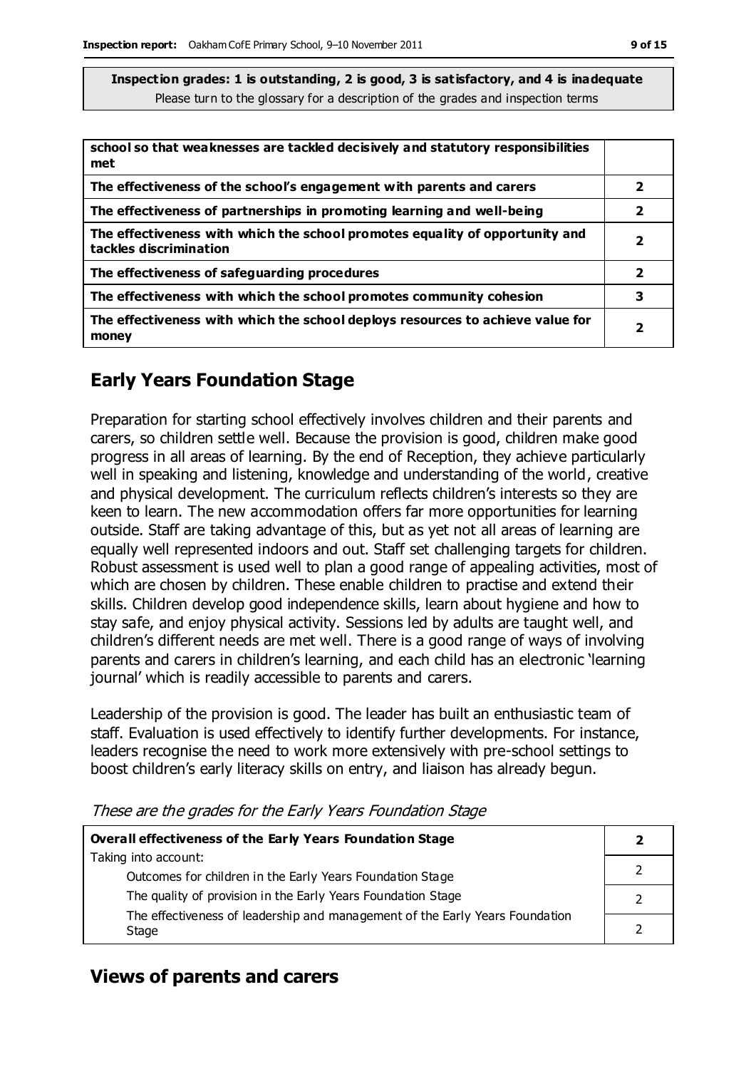**Inspection grades: 1 is outstanding, 2 is good, 3 is satisfactory, and 4 is inadequate**
Please turn to the glossary for a description of the grades and inspection terms

| | |
|---|---|
| **school so that weaknesses are tackled decisively and statutory responsibilities met** | |
| **The effectiveness of the school's engagement with parents and carers** | **2** |
| **The effectiveness of partnerships in promoting learning and well-being** | **2** |
| **The effectiveness with which the school promotes equality of opportunity and tackles discrimination** | **2** |
| **The effectiveness of safeguarding procedures** | **2** |
| **The effectiveness with which the school promotes community cohesion** | **3** |
| **The effectiveness with which the school deploys resources to achieve value for money** | **2** |

## Early Years Foundation Stage

Preparation for starting school effectively involves children and their parents and carers, so children settle well. Because the provision is good, children make good progress in all areas of learning. By the end of Reception, they achieve particularly well in speaking and listening, knowledge and understanding of the world, creative and physical development. The curriculum reflects children's interests so they are keen to learn. The new accommodation offers far more opportunities for learning outside. Staff are taking advantage of this, but as yet not all areas of learning are equally well represented indoors and out. Staff set challenging targets for children. Robust assessment is used well to plan a good range of appealing activities, most of which are chosen by children. These enable children to practise and extend their skills. Children develop good independence skills, learn about hygiene and how to stay safe, and enjoy physical activity. Sessions led by adults are taught well, and children's different needs are met well. There is a good range of ways of involving parents and carers in children's learning, and each child has an electronic 'learning journal' which is readily accessible to parents and carers.

Leadership of the provision is good. The leader has built an enthusiastic team of staff. Evaluation is used effectively to identify further developments. For instance, leaders recognise the need to work more extensively with pre-school settings to boost children's early literacy skills on entry, and liaison has already begun.

*These are the grades for the Early Years Foundation Stage*

| | |
|---|---|
| **Overall effectiveness of the Early Years Foundation Stage** | **2** |
| Taking into account: Outcomes for children in the Early Years Foundation Stage | 2 |
| The quality of provision in the Early Years Foundation Stage | 2 |
| The effectiveness of leadership and management of the Early Years Foundation Stage | 2 |

## Views of parents and carers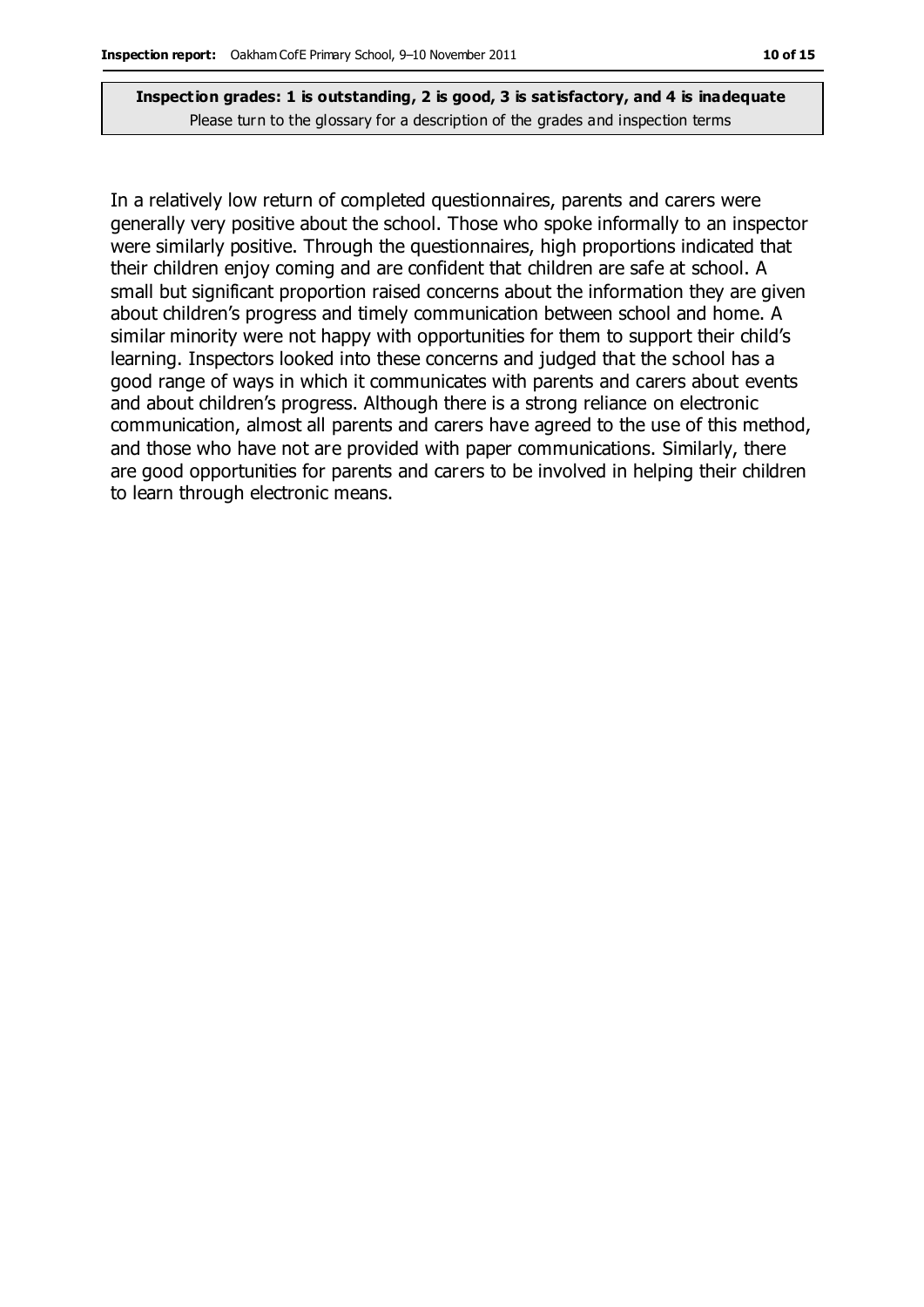In a relatively low return of completed questionnaires, parents and carers were generally very positive about the school. Those who spoke informally to an inspector were similarly positive. Through the questionnaires, high proportions indicated that their children enjoy coming and are confident that children are safe at school. A small but significant proportion raised concerns about the information they are given about children's progress and timely communication between school and home. A similar minority were not happy with opportunities for them to support their child's learning. Inspectors looked into these concerns and judged that the school has a good range of ways in which it communicates with parents and carers about events and about children's progress. Although there is a strong reliance on electronic communication, almost all parents and carers have agreed to the use of this method, and those who have not are provided with paper communications. Similarly, there are good opportunities for parents and carers to be involved in helping their children to learn through electronic means.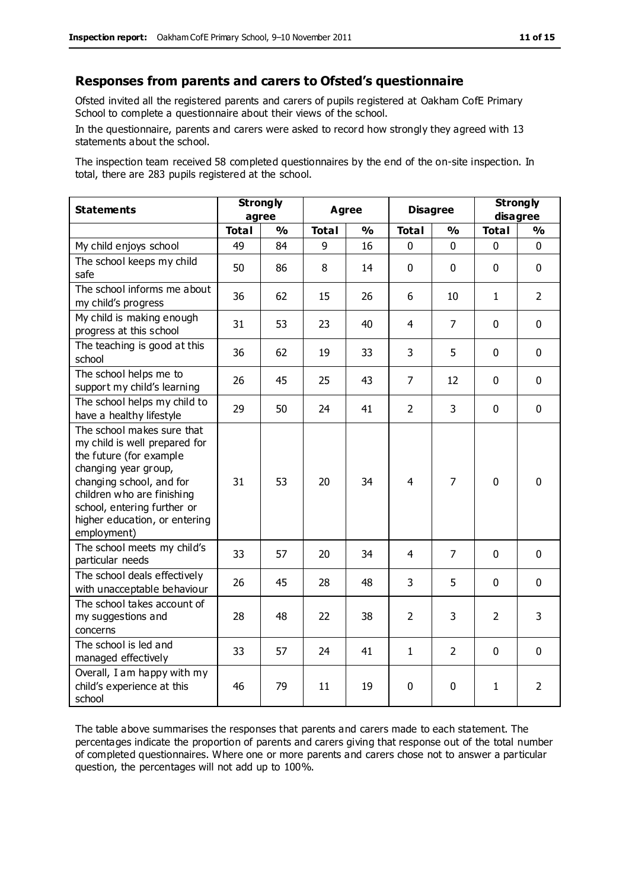## Responses from parents and carers to Ofsted's questionnaire

Ofsted invited all the registered parents and carers of pupils registered at Oakham CofE Primary School to complete a questionnaire about their views of the school.

In the questionnaire, parents and carers were asked to record how strongly they agreed with 13 statements about the school.

The inspection team received 58 completed questionnaires by the end of the on-site inspection. In total, there are 283 pupils registered at the school.

| Statements | Strongly agree | | Agree | | Disagree | | Strongly disagree | |
|---|---|---|---|---|---|---|---|---|
| | Total | % | Total | % | Total | % | Total | % |
| My child enjoys school | 49 | 84 | 9 | 16 | 0 | 0 | 0 | 0 |
| The school keeps my child safe | 50 | 86 | 8 | 14 | 0 | 0 | 0 | 0 |
| The school informs me about my child's progress | 36 | 62 | 15 | 26 | 6 | 10 | 1 | 2 |
| My child is making enough progress at this school | 31 | 53 | 23 | 40 | 4 | 7 | 0 | 0 |
| The teaching is good at this school | 36 | 62 | 19 | 33 | 3 | 5 | 0 | 0 |
| The school helps me to support my child's learning | 26 | 45 | 25 | 43 | 7 | 12 | 0 | 0 |
| The school helps my child to have a healthy lifestyle | 29 | 50 | 24 | 41 | 2 | 3 | 0 | 0 |
| The school makes sure that my child is well prepared for the future (for example changing year group, changing school, and for children who are finishing school, entering further or higher education, or entering employment) | 31 | 53 | 20 | 34 | 4 | 7 | 0 | 0 |
| The school meets my child's particular needs | 33 | 57 | 20 | 34 | 4 | 7 | 0 | 0 |
| The school deals effectively with unacceptable behaviour | 26 | 45 | 28 | 48 | 3 | 5 | 0 | 0 |
| The school takes account of my suggestions and concerns | 28 | 48 | 22 | 38 | 2 | 3 | 2 | 3 |
| The school is led and managed effectively | 33 | 57 | 24 | 41 | 1 | 2 | 0 | 0 |
| Overall, I am happy with my child's experience at this school | 46 | 79 | 11 | 19 | 0 | 0 | 1 | 2 |

The table above summarises the responses that parents and carers made to each statement. The percentages indicate the proportion of parents and carers giving that response out of the total number of completed questionnaires. Where one or more parents and carers chose not to answer a particular question, the percentages will not add up to 100%.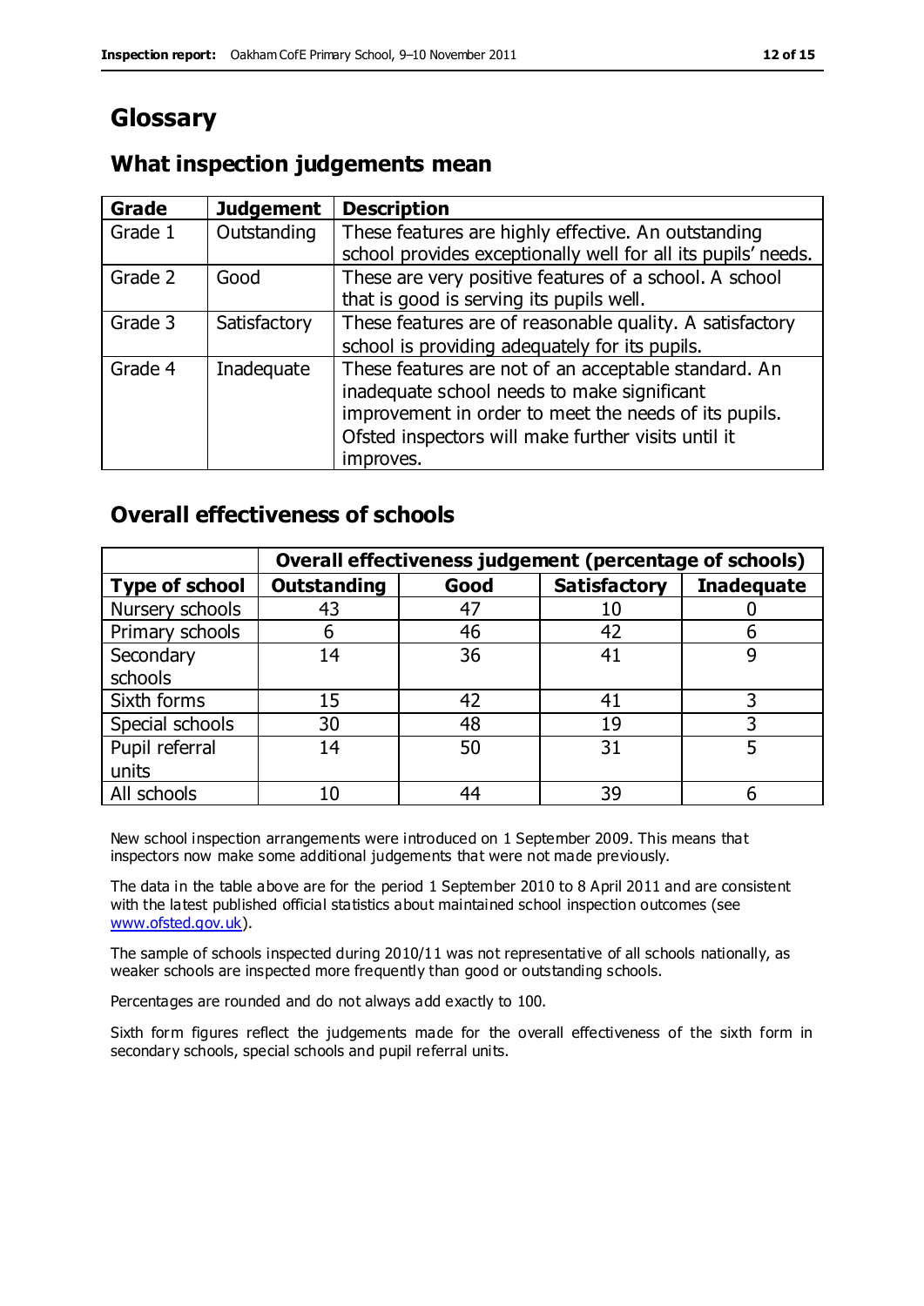# Glossary

## What inspection judgements mean

| Grade | Judgement | Description |
|---|---|---|
| Grade 1 | Outstanding | These features are highly effective. An outstanding school provides exceptionally well for all its pupils' needs. |
| Grade 2 | Good | These are very positive features of a school. A school that is good is serving its pupils well. |
| Grade 3 | Satisfactory | These features are of reasonable quality. A satisfactory school is providing adequately for its pupils. |
| Grade 4 | Inadequate | These features are not of an acceptable standard. An inadequate school needs to make significant improvement in order to meet the needs of its pupils. Ofsted inspectors will make further visits until it improves. |

## Overall effectiveness of schools

| | Overall effectiveness judgement (percentage of schools) | | | |
|---|---|---|---|---|
| **Type of school** | **Outstanding** | **Good** | **Satisfactory** | **Inadequate** |
| Nursery schools | 43 | 47 | 10 | 0 |
| Primary schools | 6 | 46 | 42 | 6 |
| Secondary schools | 14 | 36 | 41 | 9 |
| Sixth forms | 15 | 42 | 41 | 3 |
| Special schools | 30 | 48 | 19 | 3 |
| Pupil referral units | 14 | 50 | 31 | 5 |
| All schools | 10 | 44 | 39 | 6 |

New school inspection arrangements were introduced on 1 September 2009. This means that inspectors now make some additional judgements that were not made previously.

The data in the table above are for the period 1 September 2010 to 8 April 2011 and are consistent with the latest published official statistics about maintained school inspection outcomes (see www.ofsted.gov.uk).

The sample of schools inspected during 2010/11 was not representative of all schools nationally, as weaker schools are inspected more frequently than good or outstanding schools.

Percentages are rounded and do not always add exactly to 100.

Sixth form figures reflect the judgements made for the overall effectiveness of the sixth form in secondary schools, special schools and pupil referral units.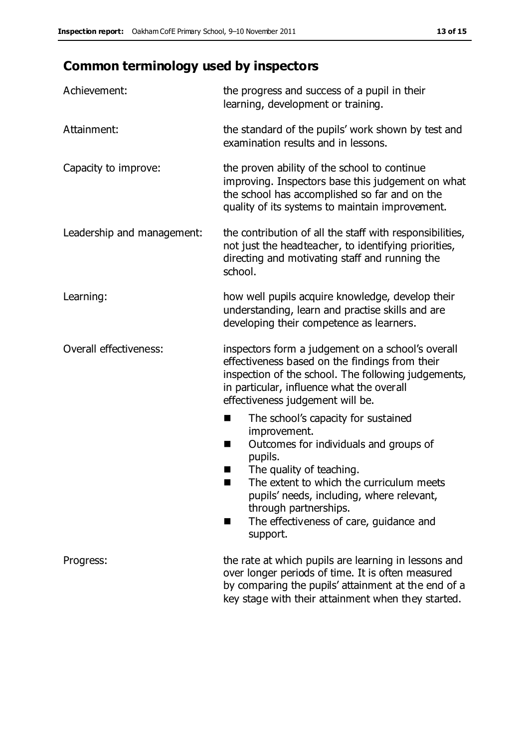## Common terminology used by inspectors

| | |
|---|---|
| Achievement: | the progress and success of a pupil in their learning, development or training. |
| Attainment: | the standard of the pupils' work shown by test and examination results and in lessons. |
| Capacity to improve: | the proven ability of the school to continue improving. Inspectors base this judgement on what the school has accomplished so far and on the quality of its systems to maintain improvement. |
| Leadership and management: | the contribution of all the staff with responsibilities, not just the headteacher, to identifying priorities, directing and motivating staff and running the school. |
| Learning: | how well pupils acquire knowledge, develop their understanding, learn and practise skills and are developing their competence as learners. |
| Overall effectiveness: | inspectors form a judgement on a school's overall effectiveness based on the findings from their inspection of the school. The following judgements, in particular, influence what the overall effectiveness judgement will be. <br>■ The school's capacity for sustained improvement.<br>■ Outcomes for individuals and groups of pupils.<br>■ The quality of teaching.<br>■ The extent to which the curriculum meets pupils' needs, including, where relevant, through partnerships.<br>■ The effectiveness of care, guidance and support. |
| Progress: | the rate at which pupils are learning in lessons and over longer periods of time. It is often measured by comparing the pupils' attainment at the end of a key stage with their attainment when they started. |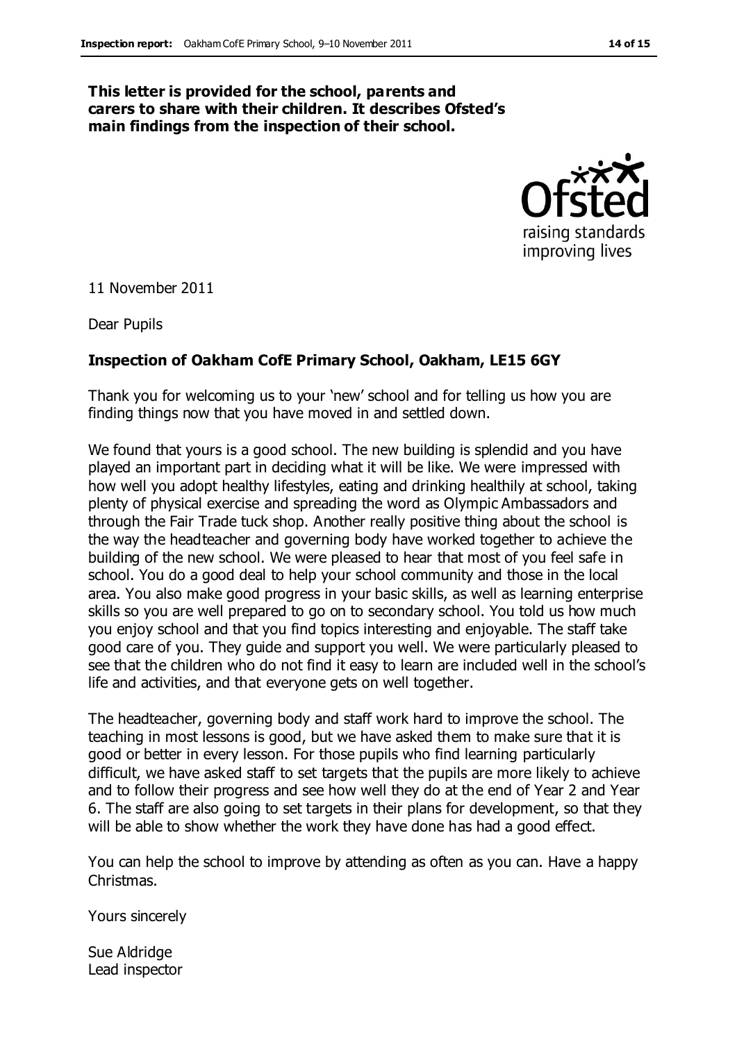**This letter is provided for the school, parents and carers to share with their children. It describes Ofsted's main findings from the inspection of their school.**

11 November 2011

Dear Pupils

**Inspection of Oakham CofE Primary School, Oakham, LE15 6GY**

Thank you for welcoming us to your 'new' school and for telling us how you are finding things now that you have moved in and settled down.

We found that yours is a good school. The new building is splendid and you have played an important part in deciding what it will be like. We were impressed with how well you adopt healthy lifestyles, eating and drinking healthily at school, taking plenty of physical exercise and spreading the word as Olympic Ambassadors and through the Fair Trade tuck shop. Another really positive thing about the school is the way the headteacher and governing body have worked together to achieve the building of the new school. We were pleased to hear that most of you feel safe in school. You do a good deal to help your school community and those in the local area. You also make good progress in your basic skills, as well as learning enterprise skills so you are well prepared to go on to secondary school. You told us how much you enjoy school and that you find topics interesting and enjoyable. The staff take good care of you. They guide and support you well. We were particularly pleased to see that the children who do not find it easy to learn are included well in the school's life and activities, and that everyone gets on well together.

The headteacher, governing body and staff work hard to improve the school. The teaching in most lessons is good, but we have asked them to make sure that it is good or better in every lesson. For those pupils who find learning particularly difficult, we have asked staff to set targets that the pupils are more likely to achieve and to follow their progress and see how well they do at the end of Year 2 and Year 6. The staff are also going to set targets in their plans for development, so that they will be able to show whether the work they have done has had a good effect.

You can help the school to improve by attending as often as you can. Have a happy Christmas.

Yours sincerely

Sue Aldridge  
Lead inspector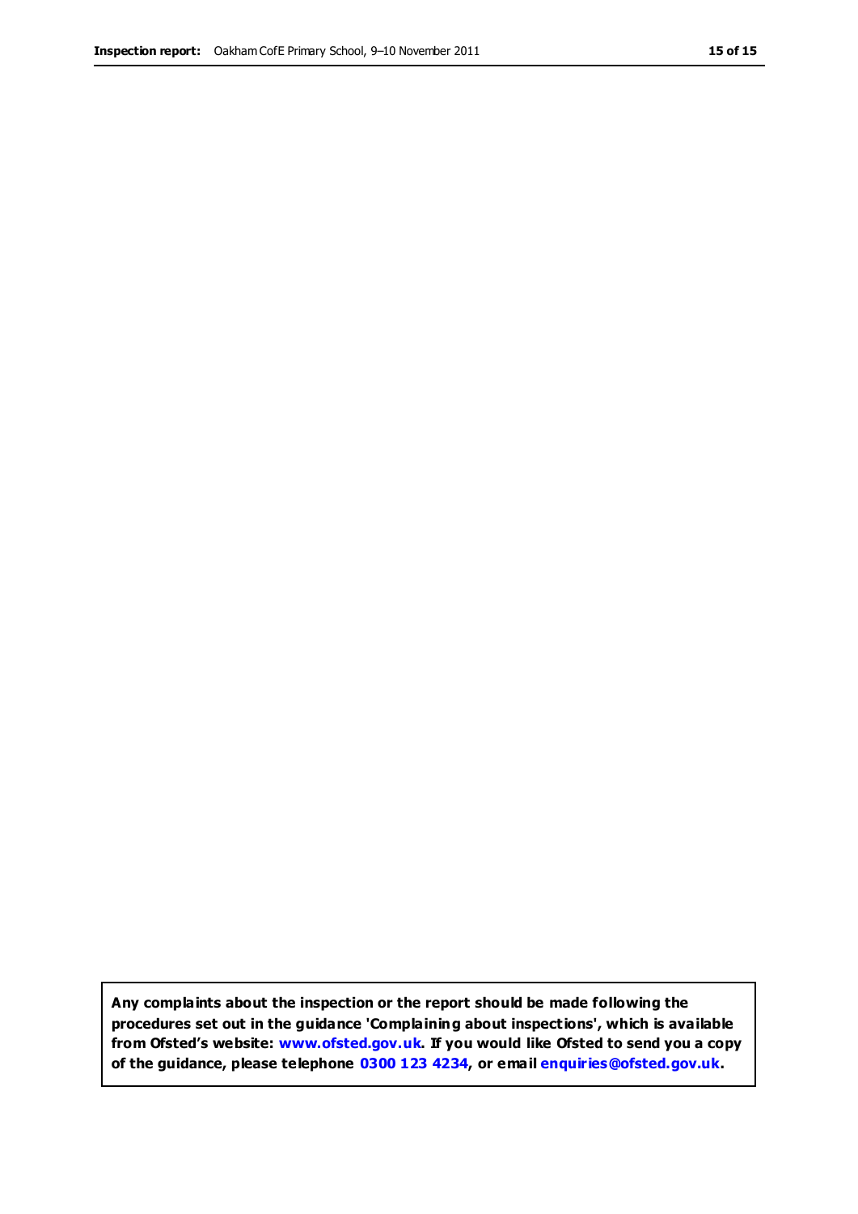**Any complaints about the inspection or the report should be made following the procedures set out in the guidance 'Complaining about inspections', which is available from Ofsted's website: www.ofsted.gov.uk. If you would like Ofsted to send you a copy of the guidance, please telephone 0300 123 4234, or email enquiries@ofsted.gov.uk.**